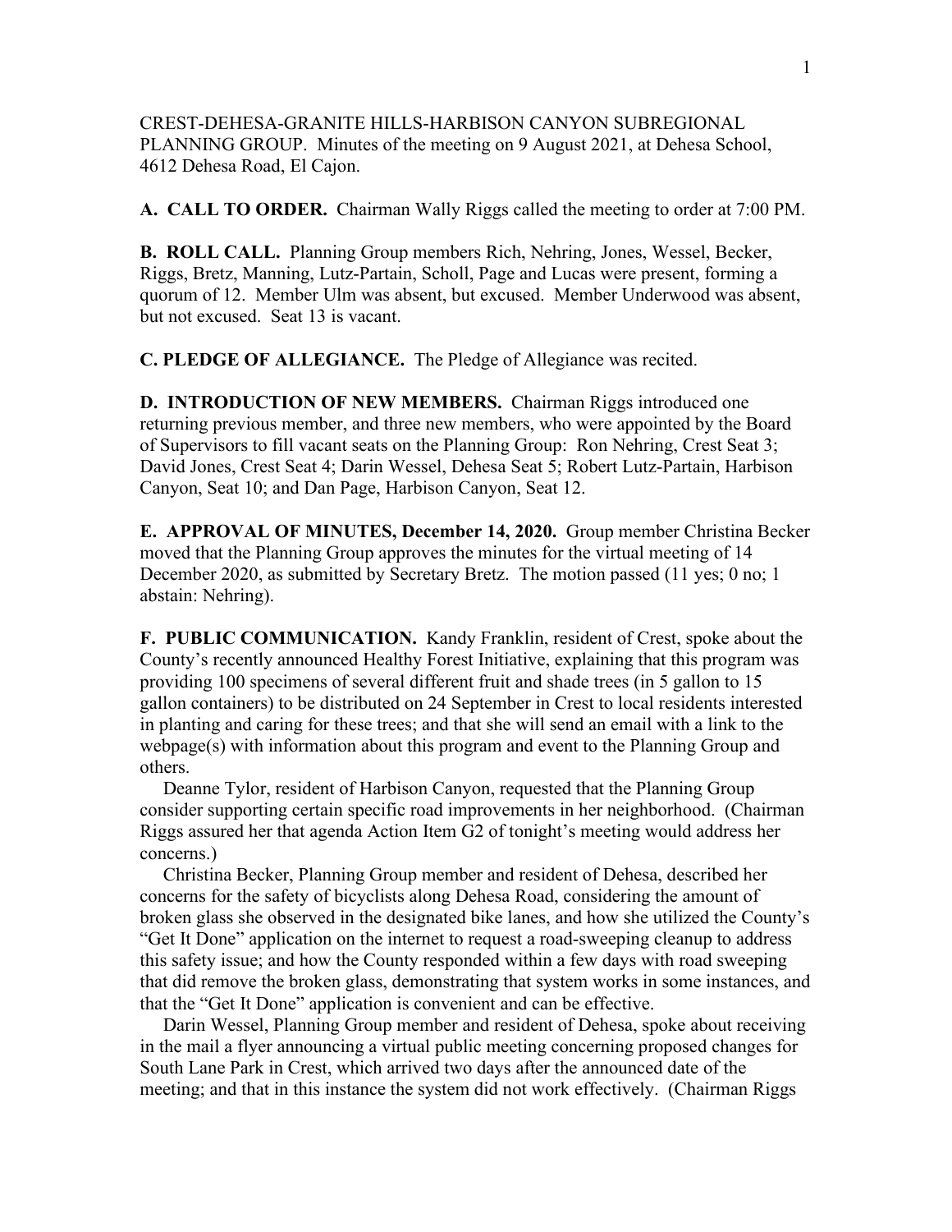CREST-DEHESA-GRANITE HILLS-HARBISON CANYON SUBREGIONAL PLANNING GROUP. Minutes of the meeting on 9 August 2021, at Dehesa School, 4612 Dehesa Road, El Cajon.

**A. CALL TO ORDER.** Chairman Wally Riggs called the meeting to order at 7:00 PM.

**B. ROLL CALL.** Planning Group members Rich, Nehring, Jones, Wessel, Becker, Riggs, Bretz, Manning, Lutz-Partain, Scholl, Page and Lucas were present, forming a quorum of 12. Member Ulm was absent, but excused. Member Underwood was absent, but not excused. Seat 13 is vacant.

**C. PLEDGE OF ALLEGIANCE.** The Pledge of Allegiance was recited.

**D. INTRODUCTION OF NEW MEMBERS.** Chairman Riggs introduced one returning previous member, and three new members, who were appointed by the Board of Supervisors to fill vacant seats on the Planning Group: Ron Nehring, Crest Seat 3; David Jones, Crest Seat 4; Darin Wessel, Dehesa Seat 5; Robert Lutz-Partain, Harbison Canyon, Seat 10; and Dan Page, Harbison Canyon, Seat 12.

**E. APPROVAL OF MINUTES, December 14, 2020.** Group member Christina Becker moved that the Planning Group approves the minutes for the virtual meeting of 14 December 2020, as submitted by Secretary Bretz. The motion passed (11 yes; 0 no; 1 abstain: Nehring).

**F. PUBLIC COMMUNICATION.** Kandy Franklin, resident of Crest, spoke about the County's recently announced Healthy Forest Initiative, explaining that this program was providing 100 specimens of several different fruit and shade trees (in 5 gallon to 15 gallon containers) to be distributed on 24 September in Crest to local residents interested in planting and caring for these trees; and that she will send an email with a link to the webpage(s) with information about this program and event to the Planning Group and others.

Deanne Tylor, resident of Harbison Canyon, requested that the Planning Group consider supporting certain specific road improvements in her neighborhood. (Chairman Riggs assured her that agenda Action Item G2 of tonight's meeting would address her concerns.)

Christina Becker, Planning Group member and resident of Dehesa, described her concerns for the safety of bicyclists along Dehesa Road, considering the amount of broken glass she observed in the designated bike lanes, and how she utilized the County's "Get It Done" application on the internet to request a road-sweeping cleanup to address this safety issue; and how the County responded within a few days with road sweeping that did remove the broken glass, demonstrating that system works in some instances, and that the "Get It Done" application is convenient and can be effective.

Darin Wessel, Planning Group member and resident of Dehesa, spoke about receiving in the mail a flyer announcing a virtual public meeting concerning proposed changes for South Lane Park in Crest, which arrived two days after the announced date of the meeting; and that in this instance the system did not work effectively. (Chairman Riggs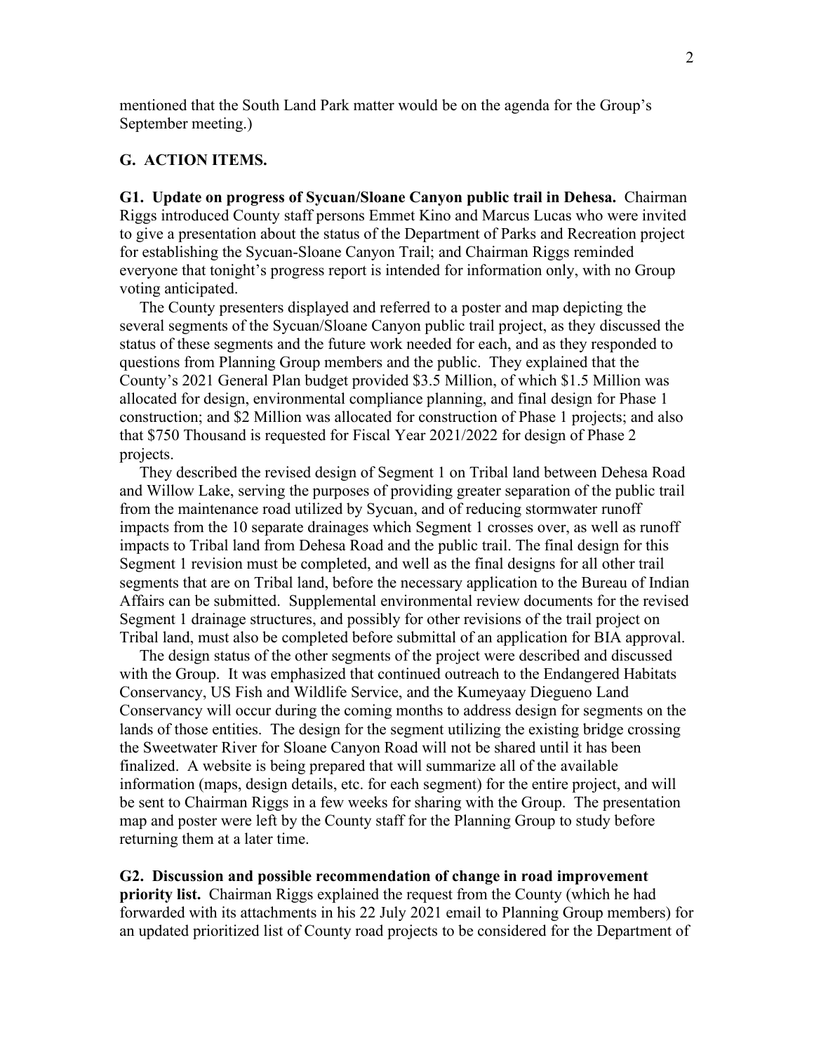mentioned that the South Land Park matter would be on the agenda for the Group's September meeting.)

## G. ACTION ITEMS.

**G1. Update on progress of Sycuan/Sloane Canyon public trail in Dehesa.** Chairman Riggs introduced County staff persons Emmet Kino and Marcus Lucas who were invited to give a presentation about the status of the Department of Parks and Recreation project for establishing the Sycuan-Sloane Canyon Trail; and Chairman Riggs reminded everyone that tonight's progress report is intended for information only, with no Group voting anticipated.

The County presenters displayed and referred to a poster and map depicting the several segments of the Sycuan/Sloane Canyon public trail project, as they discussed the status of these segments and the future work needed for each, and as they responded to questions from Planning Group members and the public. They explained that the County's 2021 General Plan budget provided $3.5 Million, of which $1.5 Million was allocated for design, environmental compliance planning, and final design for Phase 1 construction; and $2 Million was allocated for construction of Phase 1 projects; and also that $750 Thousand is requested for Fiscal Year 2021/2022 for design of Phase 2 projects.

They described the revised design of Segment 1 on Tribal land between Dehesa Road and Willow Lake, serving the purposes of providing greater separation of the public trail from the maintenance road utilized by Sycuan, and of reducing stormwater runoff impacts from the 10 separate drainages which Segment 1 crosses over, as well as runoff impacts to Tribal land from Dehesa Road and the public trail. The final design for this Segment 1 revision must be completed, and well as the final designs for all other trail segments that are on Tribal land, before the necessary application to the Bureau of Indian Affairs can be submitted. Supplemental environmental review documents for the revised Segment 1 drainage structures, and possibly for other revisions of the trail project on Tribal land, must also be completed before submittal of an application for BIA approval.

The design status of the other segments of the project were described and discussed with the Group. It was emphasized that continued outreach to the Endangered Habitats Conservancy, US Fish and Wildlife Service, and the Kumeyaay Diegueno Land Conservancy will occur during the coming months to address design for segments on the lands of those entities. The design for the segment utilizing the existing bridge crossing the Sweetwater River for Sloane Canyon Road will not be shared until it has been finalized. A website is being prepared that will summarize all of the available information (maps, design details, etc. for each segment) for the entire project, and will be sent to Chairman Riggs in a few weeks for sharing with the Group. The presentation map and poster were left by the County staff for the Planning Group to study before returning them at a later time.

**G2. Discussion and possible recommendation of change in road improvement priority list.** Chairman Riggs explained the request from the County (which he had forwarded with its attachments in his 22 July 2021 email to Planning Group members) for an updated prioritized list of County road projects to be considered for the Department of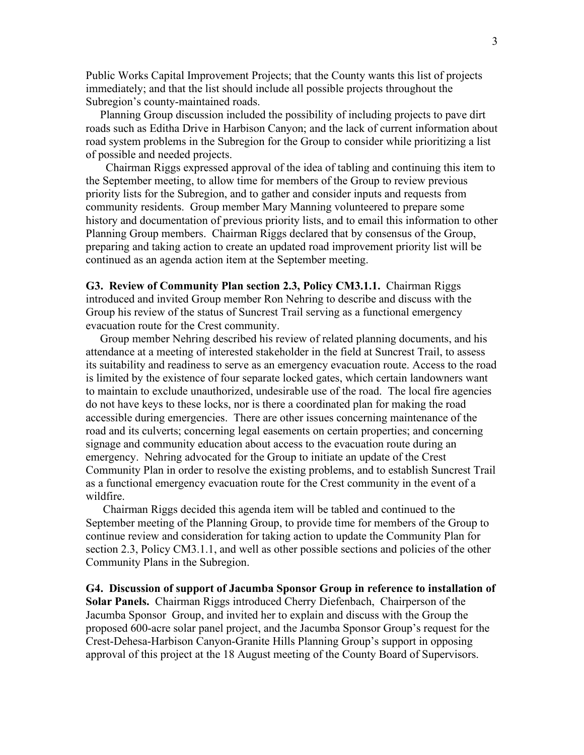Public Works Capital Improvement Projects; that the County wants this list of projects immediately; and that the list should include all possible projects throughout the Subregion's county-maintained roads.

Planning Group discussion included the possibility of including projects to pave dirt roads such as Editha Drive in Harbison Canyon; and the lack of current information about road system problems in the Subregion for the Group to consider while prioritizing a list of possible and needed projects.

Chairman Riggs expressed approval of the idea of tabling and continuing this item to the September meeting, to allow time for members of the Group to review previous priority lists for the Subregion, and to gather and consider inputs and requests from community residents. Group member Mary Manning volunteered to prepare some history and documentation of previous priority lists, and to email this information to other Planning Group members. Chairman Riggs declared that by consensus of the Group, preparing and taking action to create an updated road improvement priority list will be continued as an agenda action item at the September meeting.

**G3. Review of Community Plan section 2.3, Policy CM3.1.1.** Chairman Riggs introduced and invited Group member Ron Nehring to describe and discuss with the Group his review of the status of Suncrest Trail serving as a functional emergency evacuation route for the Crest community.

Group member Nehring described his review of related planning documents, and his attendance at a meeting of interested stakeholder in the field at Suncrest Trail, to assess its suitability and readiness to serve as an emergency evacuation route. Access to the road is limited by the existence of four separate locked gates, which certain landowners want to maintain to exclude unauthorized, undesirable use of the road. The local fire agencies do not have keys to these locks, nor is there a coordinated plan for making the road accessible during emergencies. There are other issues concerning maintenance of the road and its culverts; concerning legal easements on certain properties; and concerning signage and community education about access to the evacuation route during an emergency. Nehring advocated for the Group to initiate an update of the Crest Community Plan in order to resolve the existing problems, and to establish Suncrest Trail as a functional emergency evacuation route for the Crest community in the event of a wildfire.

Chairman Riggs decided this agenda item will be tabled and continued to the September meeting of the Planning Group, to provide time for members of the Group to continue review and consideration for taking action to update the Community Plan for section 2.3, Policy CM3.1.1, and well as other possible sections and policies of the other Community Plans in the Subregion.

**G4. Discussion of support of Jacumba Sponsor Group in reference to installation of Solar Panels.** Chairman Riggs introduced Cherry Diefenbach, Chairperson of the Jacumba Sponsor Group, and invited her to explain and discuss with the Group the proposed 600-acre solar panel project, and the Jacumba Sponsor Group's request for the Crest-Dehesa-Harbison Canyon-Granite Hills Planning Group's support in opposing approval of this project at the 18 August meeting of the County Board of Supervisors.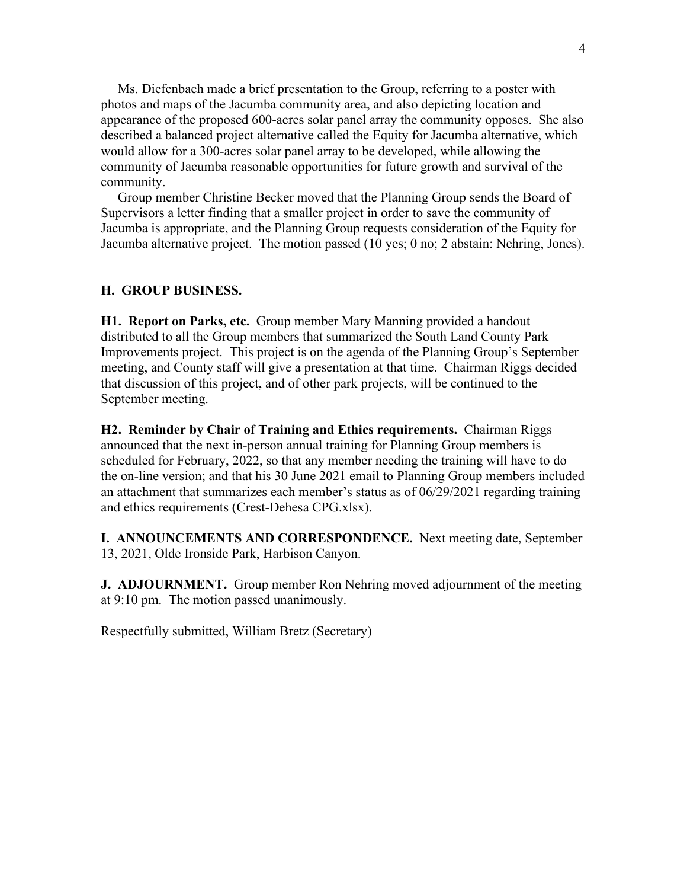Ms. Diefenbach made a brief presentation to the Group, referring to a poster with photos and maps of the Jacumba community area, and also depicting location and appearance of the proposed 600-acres solar panel array the community opposes. She also described a balanced project alternative called the Equity for Jacumba alternative, which would allow for a 300-acres solar panel array to be developed, while allowing the community of Jacumba reasonable opportunities for future growth and survival of the community.

Group member Christine Becker moved that the Planning Group sends the Board of Supervisors a letter finding that a smaller project in order to save the community of Jacumba is appropriate, and the Planning Group requests consideration of the Equity for Jacumba alternative project. The motion passed (10 yes; 0 no; 2 abstain: Nehring, Jones).

**H. GROUP BUSINESS.**

**H1. Report on Parks, etc.** Group member Mary Manning provided a handout distributed to all the Group members that summarized the South Land County Park Improvements project. This project is on the agenda of the Planning Group's September meeting, and County staff will give a presentation at that time. Chairman Riggs decided that discussion of this project, and of other park projects, will be continued to the September meeting.

**H2. Reminder by Chair of Training and Ethics requirements.** Chairman Riggs announced that the next in-person annual training for Planning Group members is scheduled for February, 2022, so that any member needing the training will have to do the on-line version; and that his 30 June 2021 email to Planning Group members included an attachment that summarizes each member's status as of 06/29/2021 regarding training and ethics requirements (Crest-Dehesa CPG.xlsx).

**I. ANNOUNCEMENTS AND CORRESPONDENCE.** Next meeting date, September 13, 2021, Olde Ironside Park, Harbison Canyon.

**J. ADJOURNMENT.** Group member Ron Nehring moved adjournment of the meeting at 9:10 pm. The motion passed unanimously.

Respectfully submitted, William Bretz (Secretary)